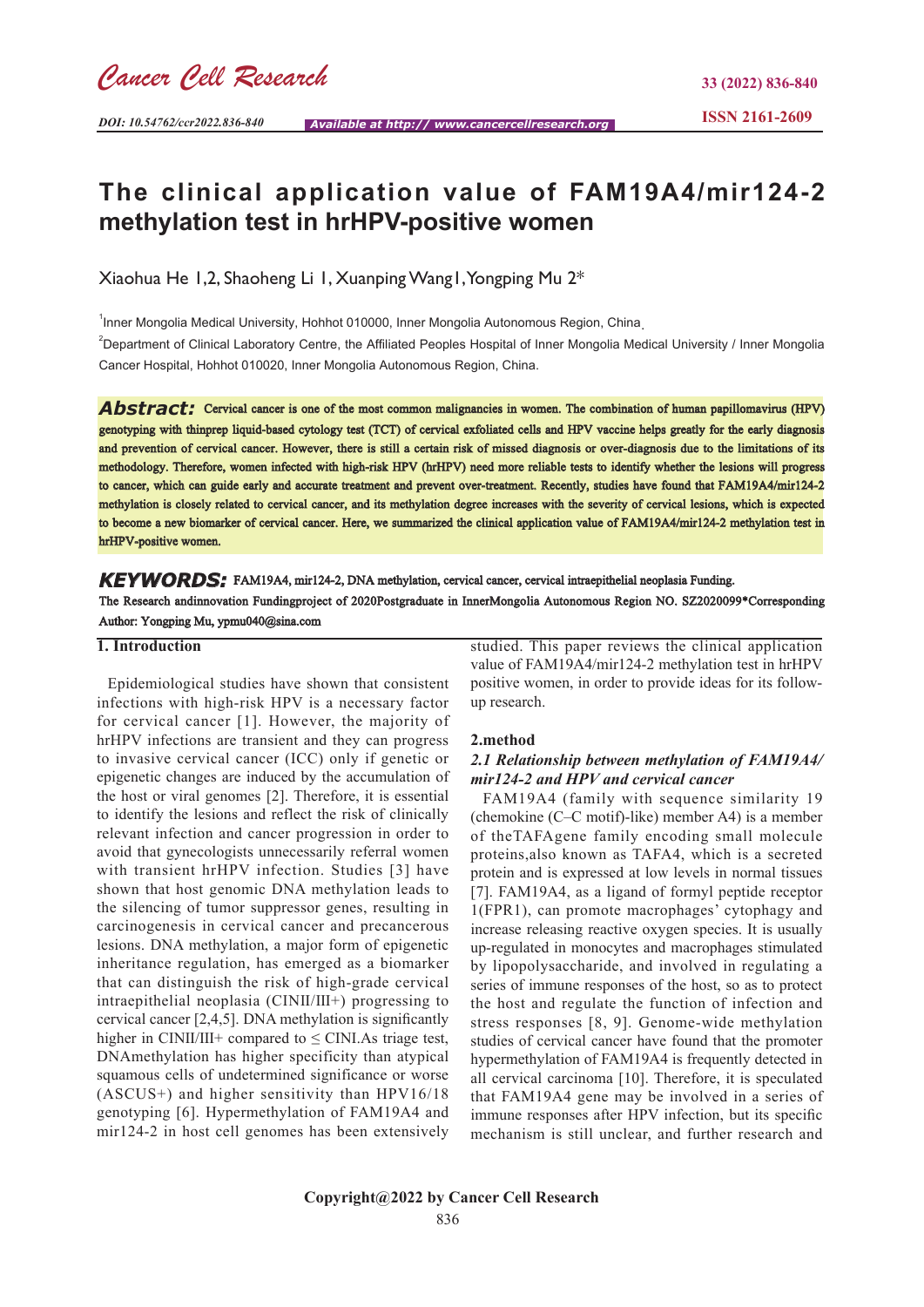# The clinical application value of FAM19A4/mir124-2 methylation test in hrHPV-positive women

Xiaohua He 1,2, Shaoheng Li 1, Xuanping Wang1, Yongping Mu 2*

[1]Inner Mongolia Medical University, Hohhot 010000, Inner Mongolia Autonomous Region, China.

[2]Department of Clinical Laboratory Centre, the Affiliated Peoples Hospital of Inner Mongolia Medical University / Inner Mongolia Cancer Hospital, Hohhot 010020, Inner Mongolia Autonomous Region, China.

**Abstract:** Cervical cancer is one of the most common malignancies in women. The combination of human papillomavirus (HPV) genotyping with thinprep liquid-based cytology test (TCT) of cervical exfoliated cells and HPV vaccine helps greatly for the early diagnosis and prevention of cervical cancer. However, there is still a certain risk of missed diagnosis or over-diagnosis due to the limitations of its methodology. Therefore, women infected with high-risk HPV (hrHPV) need more reliable tests to identify whether the lesions will progress to cancer, which can guide early and accurate treatment and prevent over-treatment. Recently, studies have found that FAM19A4/mir124-2 methylation is closely related to cervical cancer, and its methylation degree increases with the severity of cervical lesions, which is expected to become a new biomarker of cervical cancer. Here, we summarized the clinical application value of FAM19A4/mir124-2 methylation test in hrHPV-positive women.

**KEYWORDS:** FAM19A4, mir124-2, DNA methylation, cervical cancer, cervical intraepithelial neoplasia Funding.

The Research andinnovation Fundingproject of 2020Postgraduate in InnerMongolia Autonomous Region NO. SZ2020099*Corresponding Author: Yongping Mu, ypmu040@sina.com

## 1. Introduction

Epidemiological studies have shown that consistent infections with high-risk HPV is a necessary factor for cervical cancer [1]. However, the majority of hrHPV infections are transient and they can progress to invasive cervical cancer (ICC) only if genetic or epigenetic changes are induced by the accumulation of the host or viral genomes [2]. Therefore, it is essential to identify the lesions and reflect the risk of clinically relevant infection and cancer progression in order to avoid that gynecologists unnecessarily referral women with transient hrHPV infection. Studies [3] have shown that host genomic DNA methylation leads to the silencing of tumor suppressor genes, resulting in carcinogenesis in cervical cancer and precancerous lesions. DNA methylation, a major form of epigenetic inheritance regulation, has emerged as a biomarker that can distinguish the risk of high-grade cervical intraepithelial neoplasia (CINII/III+) progressing to cervical cancer [2,4,5]. DNA methylation is significantly higher in CINII/III+ compared to ≤ CINI.As triage test, DNAmethylation has higher specificity than atypical squamous cells of undetermined significance or worse (ASCUS+) and higher sensitivity than HPV16/18 genotyping [6]. Hypermethylation of FAM19A4 and mir124-2 in host cell genomes has been extensively studied. This paper reviews the clinical application value of FAM19A4/mir124-2 methylation test in hrHPV positive women, in order to provide ideas for its follow-up research.

## 2.method

### 2.1 Relationship between methylation of FAM19A4/mir124-2 and HPV and cervical cancer

FAM19A4 (family with sequence similarity 19 (chemokine (C–C motif)-like) member A4) is a member of theTAFAgene family encoding small molecule proteins,also known as TAFA4, which is a secreted protein and is expressed at low levels in normal tissues [7]. FAM19A4, as a ligand of formyl peptide receptor 1(FPR1), can promote macrophages' cytophagy and increase releasing reactive oxygen species. It is usually up-regulated in monocytes and macrophages stimulated by lipopolysaccharide, and involved in regulating a series of immune responses of the host, so as to protect the host and regulate the function of infection and stress responses [8, 9]. Genome-wide methylation studies of cervical cancer have found that the promoter hypermethylation of FAM19A4 is frequently detected in all cervical carcinoma [10]. Therefore, it is speculated that FAM19A4 gene may be involved in a series of immune responses after HPV infection, but its specific mechanism is still unclear, and further research and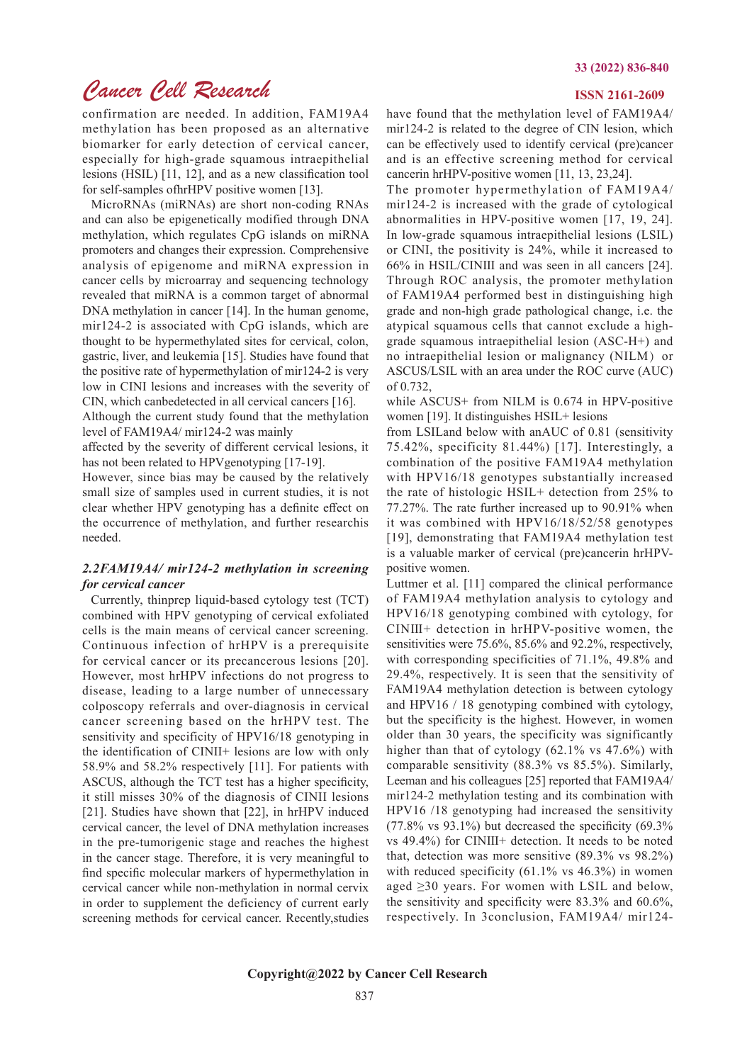confirmation are needed. In addition, FAM19A4 methylation has been proposed as an alternative biomarker for early detection of cervical cancer, especially for high-grade squamous intraepithelial lesions (HSIL) [11, 12], and as a new classification tool for self-samples ofhrHPV positive women [13].

MicroRNAs (miRNAs) are short non-coding RNAs and can also be epigenetically modified through DNA methylation, which regulates CpG islands on miRNA promoters and changes their expression. Comprehensive analysis of epigenome and miRNA expression in cancer cells by microarray and sequencing technology revealed that miRNA is a common target of abnormal DNA methylation in cancer [14]. In the human genome, mir124-2 is associated with CpG islands, which are thought to be hypermethylated sites for cervical, colon, gastric, liver, and leukemia [15]. Studies have found that the positive rate of hypermethylation of mir124-2 is very low in CINI lesions and increases with the severity of CIN, which canbedetected in all cervical cancers [16].

Although the current study found that the methylation level of FAM19A4/ mir124-2 was mainly affected by the severity of different cervical lesions, it has not been related to HPVgenotyping [17-19].

However, since bias may be caused by the relatively small size of samples used in current studies, it is not clear whether HPV genotyping has a definite effect on the occurrence of methylation, and further researchis needed.

### *2.2FAM19A4/ mir124-2 methylation in screening for cervical cancer*

Currently, thinprep liquid-based cytology test (TCT) combined with HPV genotyping of cervical exfoliated cells is the main means of cervical cancer screening. Continuous infection of hrHPV is a prerequisite for cervical cancer or its precancerous lesions [20]. However, most hrHPV infections do not progress to disease, leading to a large number of unnecessary colposcopy referrals and over-diagnosis in cervical cancer screening based on the hrHPV test. The sensitivity and specificity of HPV16/18 genotyping in the identification of CINII+ lesions are low with only 58.9% and 58.2% respectively [11]. For patients with ASCUS, although the TCT test has a higher specificity, it still misses 30% of the diagnosis of CINII lesions [21]. Studies have shown that [22], in hrHPV induced cervical cancer, the level of DNA methylation increases in the pre-tumorigenic stage and reaches the highest in the cancer stage. Therefore, it is very meaningful to find specific molecular markers of hypermethylation in cervical cancer while non-methylation in normal cervix in order to supplement the deficiency of current early screening methods for cervical cancer. Recently,studies have found that the methylation level of FAM19A4/ mir124-2 is related to the degree of CIN lesion, which can be effectively used to identify cervical (pre)cancer and is an effective screening method for cervical cancerin hrHPV-positive women [11, 13, 23,24].

The promoter hypermethylation of FAM19A4/ mir124-2 is increased with the grade of cytological abnormalities in HPV-positive women [17, 19, 24]. In low-grade squamous intraepithelial lesions (LSIL) or CINI, the positivity is 24%, while it increased to 66% in HSIL/CINIII and was seen in all cancers [24]. Through ROC analysis, the promoter methylation of FAM19A4 performed best in distinguishing high grade and non-high grade pathological change, i.e. the atypical squamous cells that cannot exclude a high-grade squamous intraepithelial lesion (ASC-H+) and no intraepithelial lesion or malignancy (NILM) or ASCUS/LSIL with an area under the ROC curve (AUC) of 0.732,

while ASCUS+ from NILM is 0.674 in HPV-positive women [19]. It distinguishes HSIL+ lesions

from LSILand below with anAUC of 0.81 (sensitivity 75.42%, specificity 81.44%) [17]. Interestingly, a combination of the positive FAM19A4 methylation with HPV16/18 genotypes substantially increased the rate of histologic HSIL+ detection from 25% to 77.27%. The rate further increased up to 90.91% when it was combined with HPV16/18/52/58 genotypes [19], demonstrating that FAM19A4 methylation test is a valuable marker of cervical (pre)cancerin hrHPV-positive women.

Luttmer et al. [11] compared the clinical performance of FAM19A4 methylation analysis to cytology and HPV16/18 genotyping combined with cytology, for CINIII+ detection in hrHPV-positive women, the sensitivities were 75.6%, 85.6% and 92.2%, respectively, with corresponding specificities of 71.1%, 49.8% and 29.4%, respectively. It is seen that the sensitivity of FAM19A4 methylation detection is between cytology and HPV16 / 18 genotyping combined with cytology, but the specificity is the highest. However, in women older than 30 years, the specificity was significantly higher than that of cytology (62.1% vs 47.6%) with comparable sensitivity (88.3% vs 85.5%). Similarly, Leeman and his colleagues [25] reported that FAM19A4/ mir124-2 methylation testing and its combination with HPV16 /18 genotyping had increased the sensitivity (77.8% vs 93.1%) but decreased the specificity (69.3% vs 49.4%) for CINIII+ detection. It needs to be noted that, detection was more sensitive (89.3% vs 98.2%) with reduced specificity (61.1% vs 46.3%) in women aged $\geq$30 years. For women with LSIL and below, the sensitivity and specificity were 83.3% and 60.6%, respectively. In 3conclusion, FAM19A4/ mir124-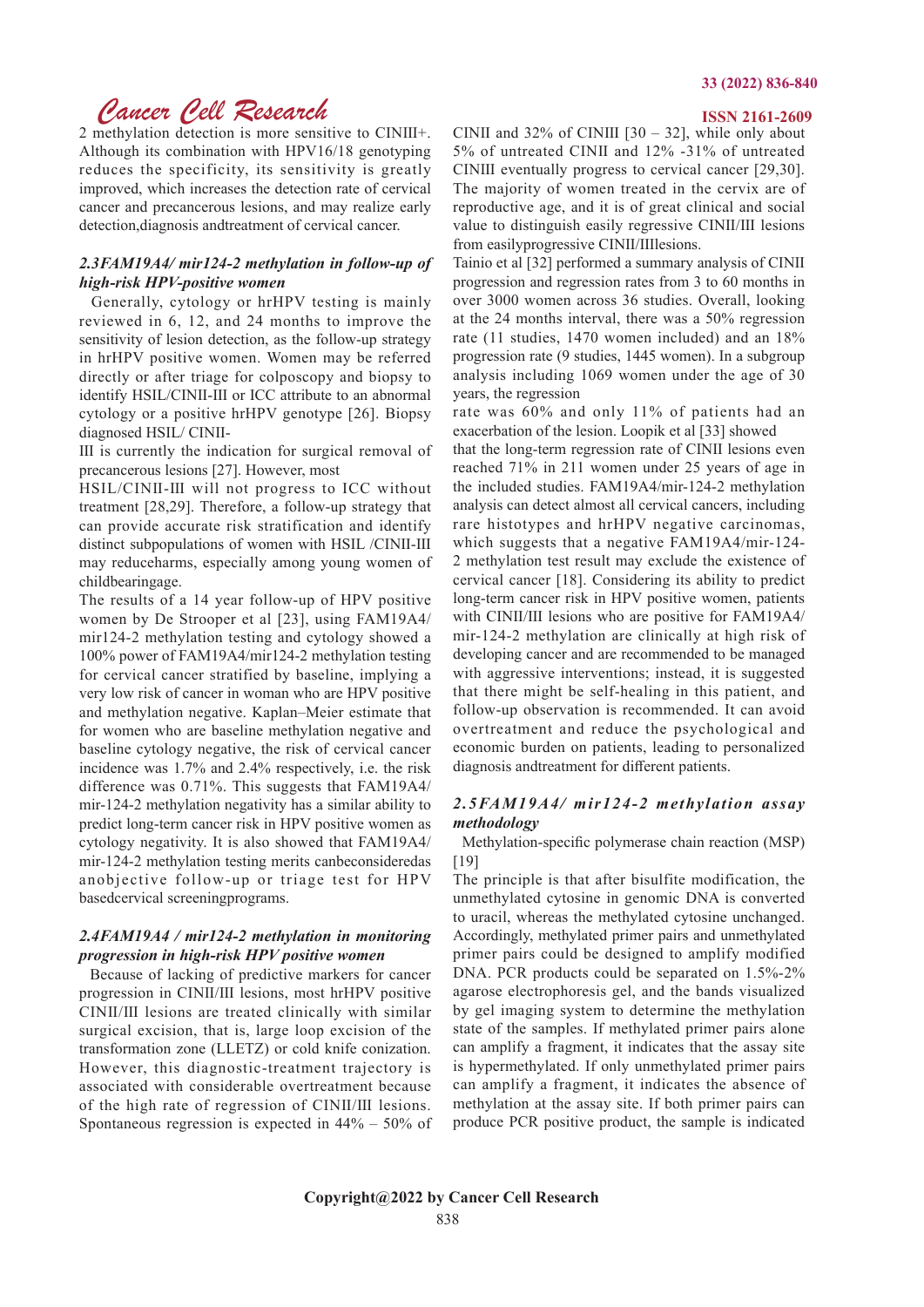2 methylation detection is more sensitive to CINIII+. Although its combination with HPV16/18 genotyping reduces the specificity, its sensitivity is greatly improved, which increases the detection rate of cervical cancer and precancerous lesions, and may realize early detection,diagnosis andtreatment of cervical cancer.

### *2.3FAM19A4/ mir124-2 methylation in follow-up of high-risk HPV-positive women*

Generally, cytology or hrHPV testing is mainly reviewed in 6, 12, and 24 months to improve the sensitivity of lesion detection, as the follow-up strategy in hrHPV positive women. Women may be referred directly or after triage for colposcopy and biopsy to identify HSIL/CINII-III or ICC attribute to an abnormal cytology or a positive hrHPV genotype [26]. Biopsy diagnosed HSIL/ CINII-

III is currently the indication for surgical removal of precancerous lesions [27]. However, most

HSIL/CINII-III will not progress to ICC without treatment [28,29]. Therefore, a follow-up strategy that can provide accurate risk stratification and identify distinct subpopulations of women with HSIL /CINII-III may reduceharms, especially among young women of childbearingage.

The results of a 14 year follow-up of HPV positive women by De Strooper et al [23], using FAM19A4/ mir124-2 methylation testing and cytology showed a 100% power of FAM19A4/mir124-2 methylation testing for cervical cancer stratified by baseline, implying a very low risk of cancer in woman who are HPV positive and methylation negative. Kaplan–Meier estimate that for women who are baseline methylation negative and baseline cytology negative, the risk of cervical cancer incidence was 1.7% and 2.4% respectively, i.e. the risk difference was 0.71%. This suggests that FAM19A4/ mir-124-2 methylation negativity has a similar ability to predict long-term cancer risk in HPV positive women as cytology negativity. It is also showed that FAM19A4/ mir-124-2 methylation testing merits canbeconsideredas anobjective follow-up or triage test for HPV basedcervical screeningprograms.

### *2.4FAM19A4 / mir124-2 methylation in monitoring progression in high-risk HPV positive women*

Because of lacking of predictive markers for cancer progression in CINII/III lesions, most hrHPV positive CINII/III lesions are treated clinically with similar surgical excision, that is, large loop excision of the transformation zone (LLETZ) or cold knife conization. However, this diagnostic-treatment trajectory is associated with considerable overtreatment because of the high rate of regression of CINII/III lesions. Spontaneous regression is expected in 44% – 50% of CINII and 32% of CINIII [30 – 32], while only about 5% of untreated CINII and 12% -31% of untreated CINIII eventually progress to cervical cancer [29,30]. The majority of women treated in the cervix are of reproductive age, and it is of great clinical and social value to distinguish easily regressive CINII/III lesions from easilyprogressive CINII/IIIlesions.

Tainio et al [32] performed a summary analysis of CINII progression and regression rates from 3 to 60 months in over 3000 women across 36 studies. Overall, looking at the 24 months interval, there was a 50% regression rate (11 studies, 1470 women included) and an 18% progression rate (9 studies, 1445 women). In a subgroup analysis including 1069 women under the age of 30 years, the regression

rate was 60% and only 11% of patients had an exacerbation of the lesion. Loopik et al [33] showed

that the long-term regression rate of CINII lesions even reached 71% in 211 women under 25 years of age in the included studies. FAM19A4/mir-124-2 methylation analysis can detect almost all cervical cancers, including rare histotypes and hrHPV negative carcinomas, which suggests that a negative FAM19A4/mir-124-2 methylation test result may exclude the existence of cervical cancer [18]. Considering its ability to predict long-term cancer risk in HPV positive women, patients with CINII/III lesions who are positive for FAM19A4/ mir-124-2 methylation are clinically at high risk of developing cancer and are recommended to be managed with aggressive interventions; instead, it is suggested that there might be self-healing in this patient, and follow-up observation is recommended. It can avoid overtreatment and reduce the psychological and economic burden on patients, leading to personalized diagnosis andtreatment for different patients.

### *2.5FAM19A4/ mir124-2 methylation assay methodology*

Methylation-specific polymerase chain reaction (MSP) [19]

The principle is that after bisulfite modification, the unmethylated cytosine in genomic DNA is converted to uracil, whereas the methylated cytosine unchanged. Accordingly, methylated primer pairs and unmethylated primer pairs could be designed to amplify modified DNA. PCR products could be separated on 1.5%-2% agarose electrophoresis gel, and the bands visualized by gel imaging system to determine the methylation state of the samples. If methylated primer pairs alone can amplify a fragment, it indicates that the assay site is hypermethylated. If only unmethylated primer pairs can amplify a fragment, it indicates the absence of methylation at the assay site. If both primer pairs can produce PCR positive product, the sample is indicated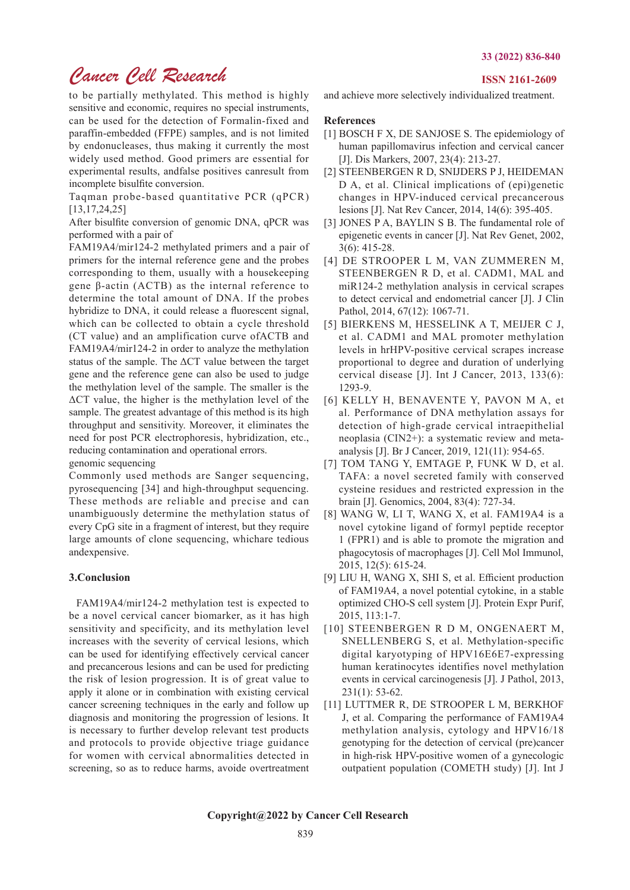to be partially methylated. This method is highly sensitive and economic, requires no special instruments, can be used for the detection of Formalin-fixed and paraffin-embedded (FFPE) samples, and is not limited by endonucleases, thus making it currently the most widely used method. Good primers are essential for experimental results, andfalse positives canresult from incomplete bisulfite conversion.

Taqman probe-based quantitative PCR (qPCR) [13,17,24,25]

After bisulfite conversion of genomic DNA, qPCR was performed with a pair of FAM19A4/mir124-2 methylated primers and a pair of primers for the internal reference gene and the probes corresponding to them, usually with a housekeeping gene β-actin (ACTB) as the internal reference to determine the total amount of DNA. If the probes hybridize to DNA, it could release a fluorescent signal, which can be collected to obtain a cycle threshold (CT value) and an amplification curve ofACTB and FAM19A4/mir124-2 in order to analyze the methylation status of the sample. The ΔCT value between the target gene and the reference gene can also be used to judge the methylation level of the sample. The smaller is the ΔCT value, the higher is the methylation level of the sample. The greatest advantage of this method is its high throughput and sensitivity. Moreover, it eliminates the need for post PCR electrophoresis, hybridization, etc., reducing contamination and operational errors.

genomic sequencing

Commonly used methods are Sanger sequencing, pyrosequencing [34] and high-throughput sequencing. These methods are reliable and precise and can unambiguously determine the methylation status of every CpG site in a fragment of interest, but they require large amounts of clone sequencing, whichare tedious andexpensive.

## 3.Conclusion

FAM19A4/mir124-2 methylation test is expected to be a novel cervical cancer biomarker, as it has high sensitivity and specificity, and its methylation level increases with the severity of cervical lesions, which can be used for identifying effectively cervical cancer and precancerous lesions and can be used for predicting the risk of lesion progression. It is of great value to apply it alone or in combination with existing cervical cancer screening techniques in the early and follow up diagnosis and monitoring the progression of lesions. It is necessary to further develop relevant test products and protocols to provide objective triage guidance for women with cervical abnormalities detected in screening, so as to reduce harms, avoide overtreatment and achieve more selectively individualized treatment.

## References

[1] BOSCH F X, DE SANJOSE S. The epidemiology of human papillomavirus infection and cervical cancer [J]. Dis Markers, 2007, 23(4): 213-27.

[2] STEENBERGEN R D, SNIJDERS P J, HEIDEMAN D A, et al. Clinical implications of (epi)genetic changes in HPV-induced cervical precancerous lesions [J]. Nat Rev Cancer, 2014, 14(6): 395-405.

[3] JONES P A, BAYLIN S B. The fundamental role of epigenetic events in cancer [J]. Nat Rev Genet, 2002, 3(6): 415-28.

[4] DE STROOPER L M, VAN ZUMMEREN M, STEENBERGEN R D, et al. CADM1, MAL and miR124-2 methylation analysis in cervical scrapes to detect cervical and endometrial cancer [J]. J Clin Pathol, 2014, 67(12): 1067-71.

[5] BIERKENS M, HESSELINK A T, MEIJER C J, et al. CADM1 and MAL promoter methylation levels in hrHPV-positive cervical scrapes increase proportional to degree and duration of underlying cervical disease [J]. Int J Cancer, 2013, 133(6): 1293-9.

[6] KELLY H, BENAVENTE Y, PAVON M A, et al. Performance of DNA methylation assays for detection of high-grade cervical intraepithelial neoplasia (CIN2+): a systematic review and meta-analysis [J]. Br J Cancer, 2019, 121(11): 954-65.

[7] TOM TANG Y, EMTAGE P, FUNK W D, et al. TAFA: a novel secreted family with conserved cysteine residues and restricted expression in the brain [J]. Genomics, 2004, 83(4): 727-34.

[8] WANG W, LI T, WANG X, et al. FAM19A4 is a novel cytokine ligand of formyl peptide receptor 1 (FPR1) and is able to promote the migration and phagocytosis of macrophages [J]. Cell Mol Immunol, 2015, 12(5): 615-24.

[9] LIU H, WANG X, SHI S, et al. Efficient production of FAM19A4, a novel potential cytokine, in a stable optimized CHO-S cell system [J]. Protein Expr Purif, 2015, 113:1-7.

[10] STEENBERGEN R D M, ONGENAERT M, SNELLENBERG S, et al. Methylation-specific digital karyotyping of HPV16E6E7-expressing human keratinocytes identifies novel methylation events in cervical carcinogenesis [J]. J Pathol, 2013, 231(1): 53-62.

[11] LUTTMER R, DE STROOPER L M, BERKHOF J, et al. Comparing the performance of FAM19A4 methylation analysis, cytology and HPV16/18 genotyping for the detection of cervical (pre)cancer in high-risk HPV-positive women of a gynecologic outpatient population (COMETH study) [J]. Int J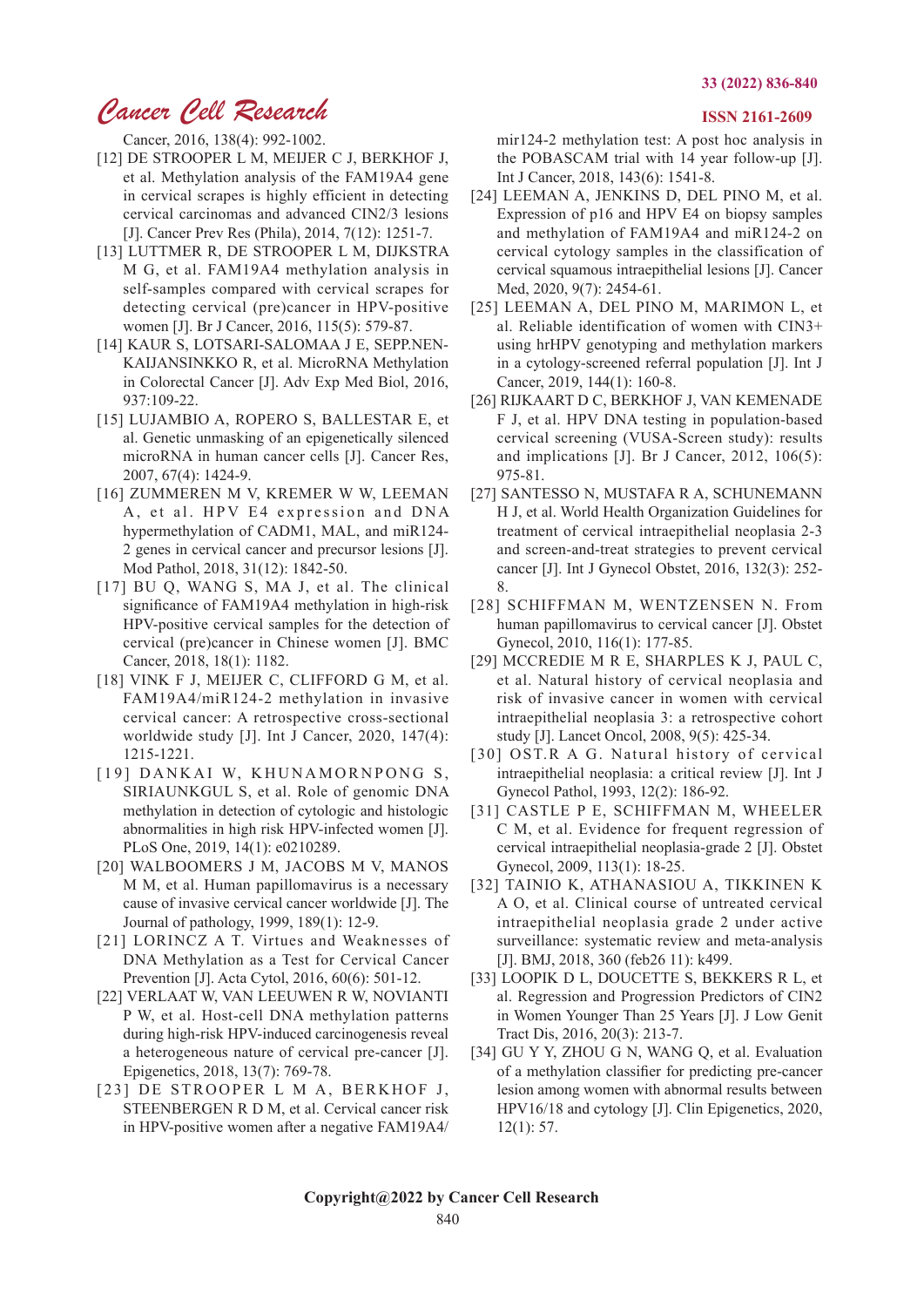Cancer, 2016, 138(4): 992-1002.

[12] DE STROOPER L M, MEIJER C J, BERKHOF J, et al. Methylation analysis of the FAM19A4 gene in cervical scrapes is highly efficient in detecting cervical carcinomas and advanced CIN2/3 lesions [J]. Cancer Prev Res (Phila), 2014, 7(12): 1251-7.

[13] LUTTMER R, DE STROOPER L M, DIJKSTRA M G, et al. FAM19A4 methylation analysis in self-samples compared with cervical scrapes for detecting cervical (pre)cancer in HPV-positive women [J]. Br J Cancer, 2016, 115(5): 579-87.

[14] KAUR S, LOTSARI-SALOMAA J E, SEPP.NEN-KAIJANSINKKO R, et al. MicroRNA Methylation in Colorectal Cancer [J]. Adv Exp Med Biol, 2016, 937:109-22.

[15] LUJAMBIO A, ROPERO S, BALLESTAR E, et al. Genetic unmasking of an epigenetically silenced microRNA in human cancer cells [J]. Cancer Res, 2007, 67(4): 1424-9.

[16] ZUMMEREN M V, KREMER W W, LEEMAN A, et al. HPV E4 expression and DNA hypermethylation of CADM1, MAL, and miR124-2 genes in cervical cancer and precursor lesions [J]. Mod Pathol, 2018, 31(12): 1842-50.

[17] BU Q, WANG S, MA J, et al. The clinical significance of FAM19A4 methylation in high-risk HPV-positive cervical samples for the detection of cervical (pre)cancer in Chinese women [J]. BMC Cancer, 2018, 18(1): 1182.

[18] VINK F J, MEIJER C, CLIFFORD G M, et al. FAM19A4/miR124-2 methylation in invasive cervical cancer: A retrospective cross-sectional worldwide study [J]. Int J Cancer, 2020, 147(4): 1215-1221.

[19] DANKAI W, KHUNAMORNPONG S, SIRIAUNKGUL S, et al. Role of genomic DNA methylation in detection of cytologic and histologic abnormalities in high risk HPV-infected women [J]. PLoS One, 2019, 14(1): e0210289.

[20] WALBOOMERS J M, JACOBS M V, MANOS M M, et al. Human papillomavirus is a necessary cause of invasive cervical cancer worldwide [J]. The Journal of pathology, 1999, 189(1): 12-9.

[21] LORINCZ A T. Virtues and Weaknesses of DNA Methylation as a Test for Cervical Cancer Prevention [J]. Acta Cytol, 2016, 60(6): 501-12.

[22] VERLAAT W, VAN LEEUWEN R W, NOVIANTI P W, et al. Host-cell DNA methylation patterns during high-risk HPV-induced carcinogenesis reveal a heterogeneous nature of cervical pre-cancer [J]. Epigenetics, 2018, 13(7): 769-78.

[23] DE STROOPER L M A, BERKHOF J, STEENBERGEN R D M, et al. Cervical cancer risk in HPV-positive women after a negative FAM19A4/mir124-2 methylation test: A post hoc analysis in the POBASCAM trial with 14 year follow-up [J]. Int J Cancer, 2018, 143(6): 1541-8.

[24] LEEMAN A, JENKINS D, DEL PINO M, et al. Expression of p16 and HPV E4 on biopsy samples and methylation of FAM19A4 and miR124-2 on cervical cytology samples in the classification of cervical squamous intraepithelial lesions [J]. Cancer Med, 2020, 9(7): 2454-61.

[25] LEEMAN A, DEL PINO M, MARIMON L, et al. Reliable identification of women with CIN3+ using hrHPV genotyping and methylation markers in a cytology-screened referral population [J]. Int J Cancer, 2019, 144(1): 160-8.

[26] RIJKAART D C, BERKHOF J, VAN KEMENADE F J, et al. HPV DNA testing in population-based cervical screening (VUSA-Screen study): results and implications [J]. Br J Cancer, 2012, 106(5): 975-81.

[27] SANTESSO N, MUSTAFA R A, SCHUNEMANN H J, et al. World Health Organization Guidelines for treatment of cervical intraepithelial neoplasia 2-3 and screen-and-treat strategies to prevent cervical cancer [J]. Int J Gynecol Obstet, 2016, 132(3): 252-8.

[28] SCHIFFMAN M, WENTZENSEN N. From human papillomavirus to cervical cancer [J]. Obstet Gynecol, 2010, 116(1): 177-85.

[29] MCCREDIE M R E, SHARPLES K J, PAUL C, et al. Natural history of cervical neoplasia and risk of invasive cancer in women with cervical intraepithelial neoplasia 3: a retrospective cohort study [J]. Lancet Oncol, 2008, 9(5): 425-34.

[30] OST.R A G. Natural history of cervical intraepithelial neoplasia: a critical review [J]. Int J Gynecol Pathol, 1993, 12(2): 186-92.

[31] CASTLE P E, SCHIFFMAN M, WHEELER C M, et al. Evidence for frequent regression of cervical intraepithelial neoplasia-grade 2 [J]. Obstet Gynecol, 2009, 113(1): 18-25.

[32] TAINIO K, ATHANASIOU A, TIKKINEN K A O, et al. Clinical course of untreated cervical intraepithelial neoplasia grade 2 under active surveillance: systematic review and meta-analysis [J]. BMJ, 2018, 360 (feb26 11): k499.

[33] LOOPIK D L, DOUCETTE S, BEKKERS R L, et al. Regression and Progression Predictors of CIN2 in Women Younger Than 25 Years [J]. J Low Genit Tract Dis, 2016, 20(3): 213-7.

[34] GU Y Y, ZHOU G N, WANG Q, et al. Evaluation of a methylation classifier for predicting pre-cancer lesion among women with abnormal results between HPV16/18 and cytology [J]. Clin Epigenetics, 2020, 12(1): 57.